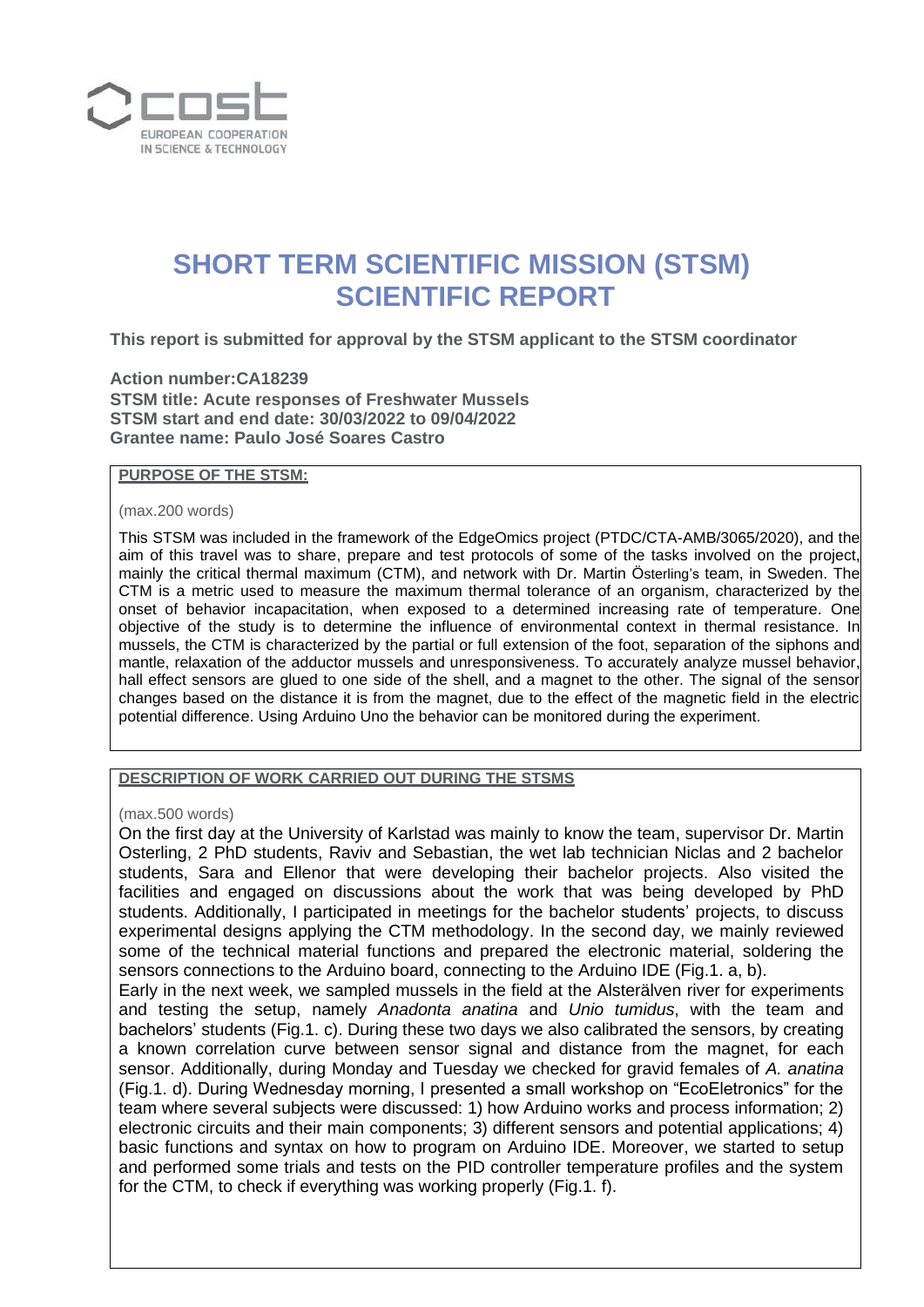# SHORT TERM SCIENTIFIC MISSION (STSM) SCIENTIFIC REPORT

**This report is submitted for approval by the STSM applicant to the STSM coordinator**

**Action number:CA18239**
**STSM title: Acute responses of Freshwater Mussels**
**STSM start and end date: 30/03/2022 to 09/04/2022**
**Grantee name: Paulo José Soares Castro**

## PURPOSE OF THE STSM:

(max.200 words)

This STSM was included in the framework of the EdgeOmics project (PTDC/CTA-AMB/3065/2020), and the aim of this travel was to share, prepare and test protocols of some of the tasks involved on the project, mainly the critical thermal maximum (CTM), and network with Dr. Martin Österling's team, in Sweden. The CTM is a metric used to measure the maximum thermal tolerance of an organism, characterized by the onset of behavior incapacitation, when exposed to a determined increasing rate of temperature. One objective of the study is to determine the influence of environmental context in thermal resistance. In mussels, the CTM is characterized by the partial or full extension of the foot, separation of the siphons and mantle, relaxation of the adductor mussels and unresponsiveness. To accurately analyze mussel behavior, hall effect sensors are glued to one side of the shell, and a magnet to the other. The signal of the sensor changes based on the distance it is from the magnet, due to the effect of the magnetic field in the electric potential difference. Using Arduino Uno the behavior can be monitored during the experiment.

## DESCRIPTION OF WORK CARRIED OUT DURING THE STSMS

(max.500 words)

On the first day at the University of Karlstad was mainly to know the team, supervisor Dr. Martin Osterling, 2 PhD students, Raviv and Sebastian, the wet lab technician Niclas and 2 bachelor students, Sara and Ellenor that were developing their bachelor projects. Also visited the facilities and engaged on discussions about the work that was being developed by PhD students. Additionally, I participated in meetings for the bachelor students' projects, to discuss experimental designs applying the CTM methodology. In the second day, we mainly reviewed some of the technical material functions and prepared the electronic material, soldering the sensors connections to the Arduino board, connecting to the Arduino IDE (Fig.1. a, b).

Early in the next week, we sampled mussels in the field at the Alsterälven river for experiments and testing the setup, namely *Anadonta anatina* and *Unio tumidus*, with the team and bachelors' students (Fig.1. c). During these two days we also calibrated the sensors, by creating a known correlation curve between sensor signal and distance from the magnet, for each sensor. Additionally, during Monday and Tuesday we checked for gravid females of *A. anatina* (Fig.1. d). During Wednesday morning, I presented a small workshop on "EcoEletronics" for the team where several subjects were discussed: 1) how Arduino works and process information; 2) electronic circuits and their main components; 3) different sensors and potential applications; 4) basic functions and syntax on how to program on Arduino IDE. Moreover, we started to setup and performed some trials and tests on the PID controller temperature profiles and the system for the CTM, to check if everything was working properly (Fig.1. f).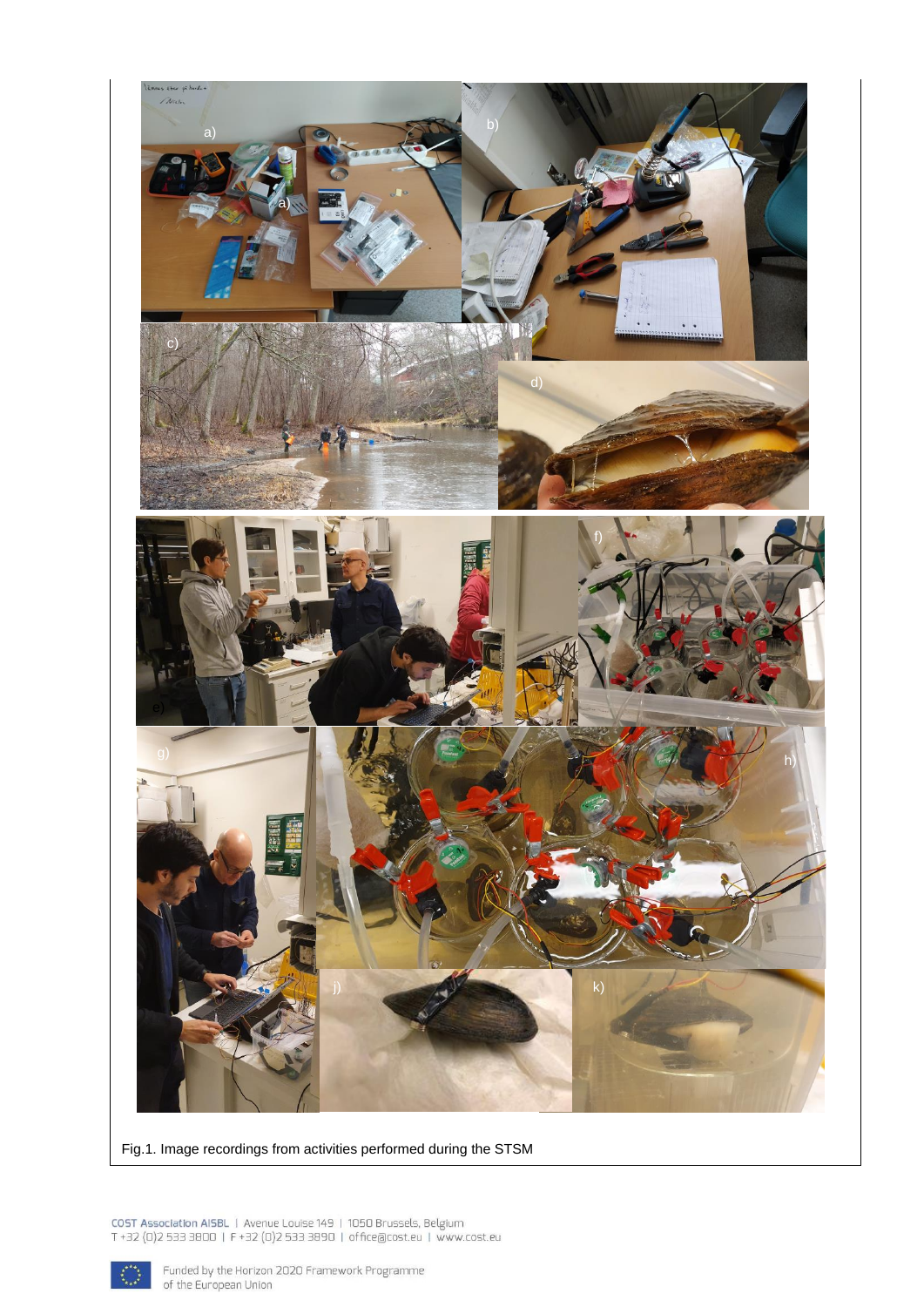Fig.1. Image recordings from activities performed during the STSM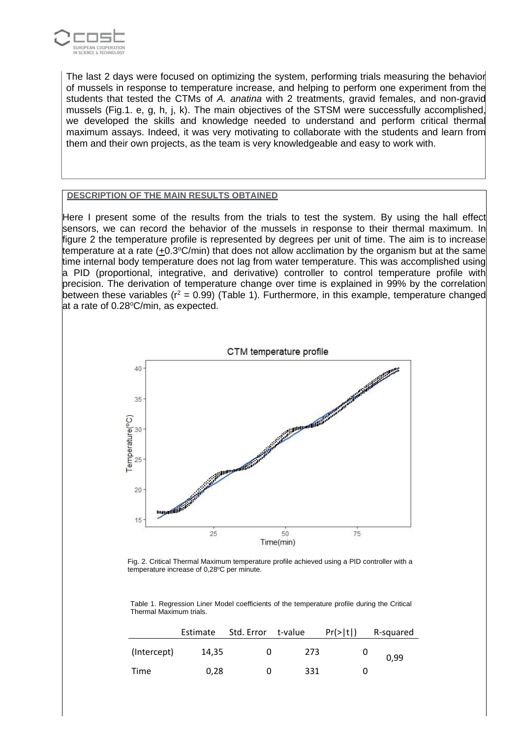The last 2 days were focused on optimizing the system, performing trials measuring the behavior of mussels in response to temperature increase, and helping to perform one experiment from the students that tested the CTMs of *A. anatina* with 2 treatments, gravid females, and non-gravid mussels (Fig.1. e, g, h, j, k). The main objectives of the STSM were successfully accomplished, we developed the skills and knowledge needed to understand and perform critical thermal maximum assays. Indeed, it was very motivating to collaborate with the students and learn from them and their own projects, as the team is very knowledgeable and easy to work with.

**DESCRIPTION OF THE MAIN RESULTS OBTAINED**

Here I present some of the results from the trials to test the system. By using the hall effect sensors, we can record the behavior of the mussels in response to their thermal maximum. In figure 2 the temperature profile is represented by degrees per unit of time. The aim is to increase temperature at a rate (±0.3ºC/min) that does not allow acclimation by the organism but at the same time internal body temperature does not lag from water temperature. This was accomplished using a PID (proportional, integrative, and derivative) controller to control temperature profile with precision. The derivation of temperature change over time is explained in 99% by the correlation between these variables ($r^2$ = 0.99) (Table 1). Furthermore, in this example, temperature changed at a rate of 0.28ºC/min, as expected.

Fig. 2. Critical Thermal Maximum temperature profile achieved using a PID controller with a temperature increase of 0,28ºC per minute.

Table 1. Regression Liner Model coefficients of the temperature profile during the Critical Thermal Maximum trials.

| | Estimate | Std. Error | t-value | Pr(>\|t\|) | R-squared |
|---|---|---|---|---|---|
| (Intercept) | 14,35 | 0 | 273 | 0 | 0,99 |
| Time | 0,28 | 0 | 331 | 0 | |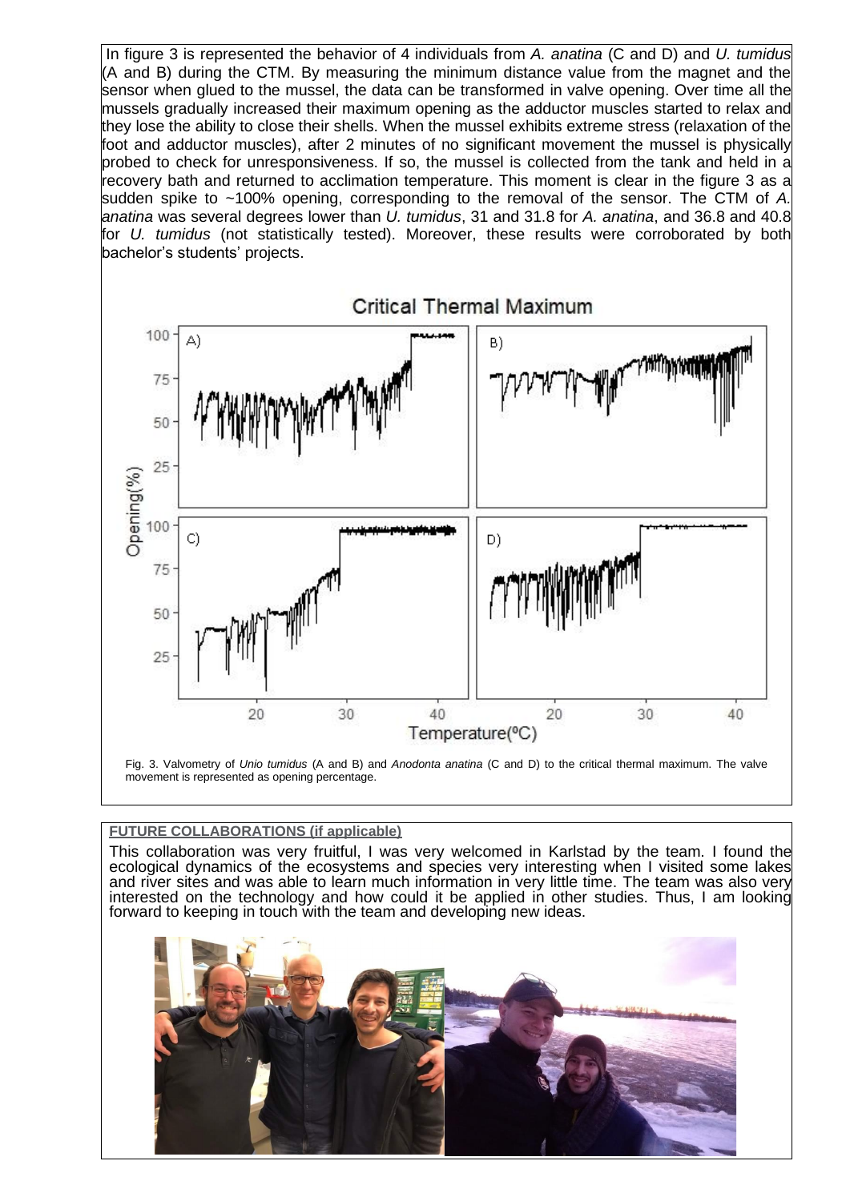In figure 3 is represented the behavior of 4 individuals from *A. anatina* (C and D) and *U. tumidus* (A and B) during the CTM. By measuring the minimum distance value from the magnet and the sensor when glued to the mussel, the data can be transformed in valve opening. Over time all the mussels gradually increased their maximum opening as the adductor muscles started to relax and they lose the ability to close their shells. When the mussel exhibits extreme stress (relaxation of the foot and adductor muscles), after 2 minutes of no significant movement the mussel is physically probed to check for unresponsiveness. If so, the mussel is collected from the tank and held in a recovery bath and returned to acclimation temperature. This moment is clear in the figure 3 as a sudden spike to ~100% opening, corresponding to the removal of the sensor. The CTM of *A. anatina* was several degrees lower than *U. tumidus*, 31 and 31.8 for *A. anatina*, and 36.8 and 40.8 for *U. tumidus* (not statistically tested). Moreover, these results were corroborated by both bachelor's students' projects.

Critical Thermal Maximum

A)
B)
C)
D)

Opening(%)

100
75
50
25

Temperature(ºC)

20
30
40

Fig. 3. Valvometry of *Unio tumidus* (A and B) and *Anodonta anatina* (C and D) to the critical thermal maximum. The valve movement is represented as opening percentage.

## FUTURE COLLABORATIONS (if applicable)

This collaboration was very fruitful, I was very welcomed in Karlstad by the team. I found the ecological dynamics of the ecosystems and species very interesting when I visited some lakes and river sites and was able to learn much information in very little time. The team was also very interested on the technology and how could it be applied in other studies. Thus, I am looking forward to keeping in touch with the team and developing new ideas.